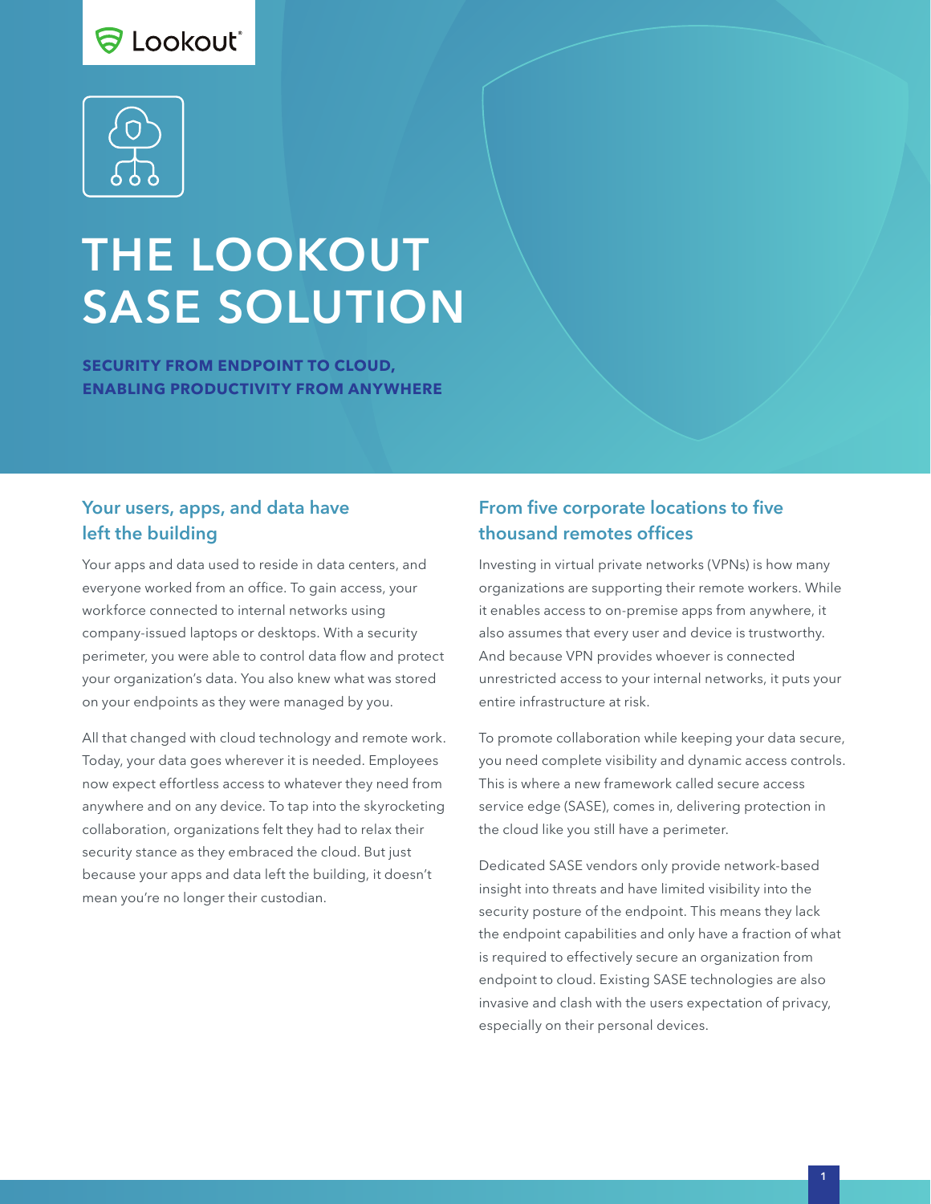Lookout

# THE LOOKOUT SASE SOLUTION

**SECURITY FROM ENDPOINT TO CLOUD, ENABLING PRODUCTIVITY FROM ANYWHERE**

## Your users, apps, and data have left the building

Your apps and data used to reside in data centers, and everyone worked from an office. To gain access, your workforce connected to internal networks using company-issued laptops or desktops. With a security perimeter, you were able to control data flow and protect your organization's data. You also knew what was stored on your endpoints as they were managed by you.

All that changed with cloud technology and remote work. Today, your data goes wherever it is needed. Employees now expect effortless access to whatever they need from anywhere and on any device. To tap into the skyrocketing collaboration, organizations felt they had to relax their security stance as they embraced the cloud. But just because your apps and data left the building, it doesn't mean you're no longer their custodian.

## From five corporate locations to five thousand remotes offices

Investing in virtual private networks (VPNs) is how many organizations are supporting their remote workers. While it enables access to on-premise apps from anywhere, it also assumes that every user and device is trustworthy. And because VPN provides whoever is connected unrestricted access to your internal networks, it puts your entire infrastructure at risk.

To promote collaboration while keeping your data secure, you need complete visibility and dynamic access controls. This is where a new framework called secure access service edge (SASE), comes in, delivering protection in the cloud like you still have a perimeter.

Dedicated SASE vendors only provide network-based insight into threats and have limited visibility into the security posture of the endpoint. This means they lack the endpoint capabilities and only have a fraction of what is required to effectively secure an organization from endpoint to cloud. Existing SASE technologies are also invasive and clash with the users expectation of privacy, especially on their personal devices.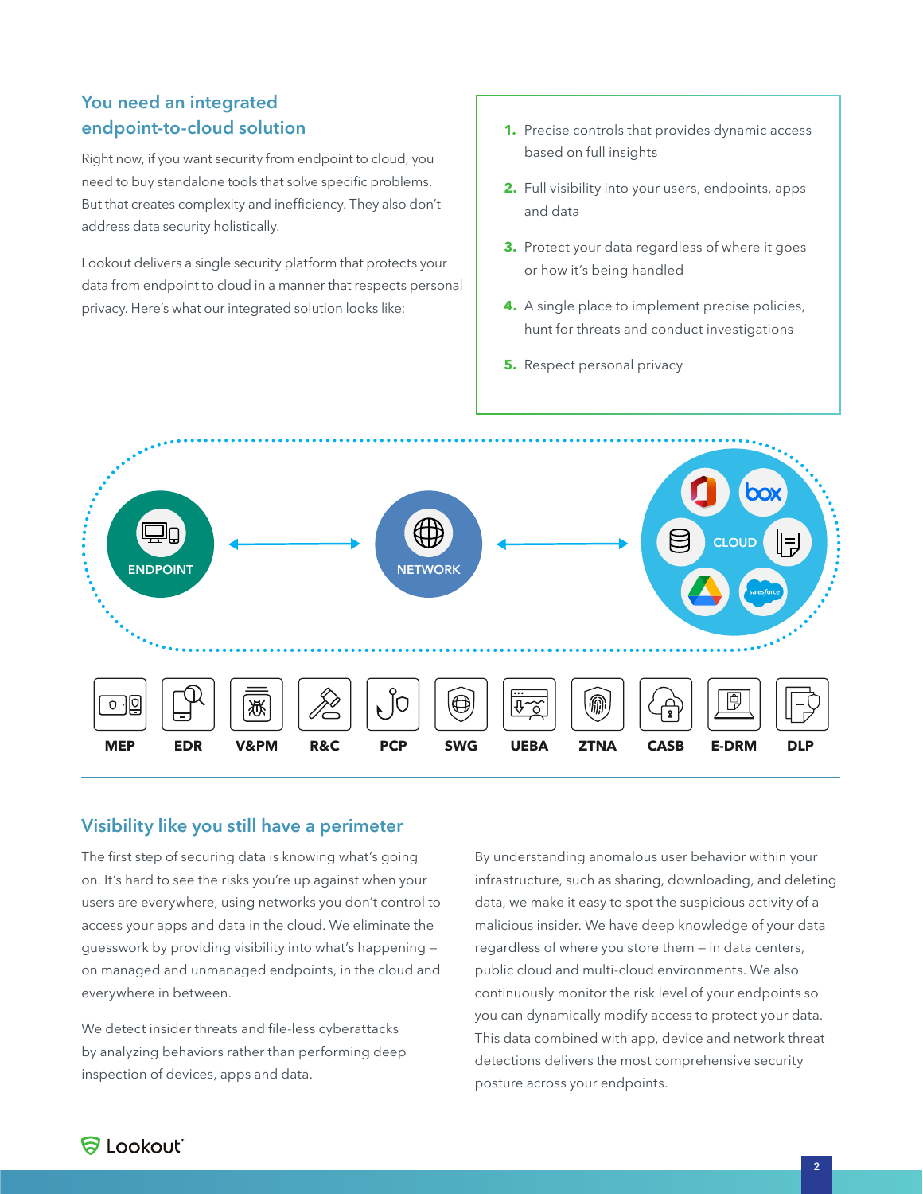## You need an integrated endpoint-to-cloud solution

Right now, if you want security from endpoint to cloud, you need to buy standalone tools that solve specific problems. But that creates complexity and inefficiency. They also don't address data security holistically.

Lookout delivers a single security platform that protects your data from endpoint to cloud in a manner that respects personal privacy. Here's what our integrated solution looks like:

1. Precise controls that provides dynamic access based on full insights
2. Full visibility into your users, endpoints, apps and data
3. Protect your data regardless of where it goes or how it's being handled
4. A single place to implement precise policies, hunt for threats and conduct investigations
5. Respect personal privacy

ENDPOINT ↔ NETWORK ↔ CLOUD

MEP | EDR | V&PM | R&C | PCP | SWG | UEBA | ZTNA | CASB | E-DRM | DLP

## Visibility like you still have a perimeter

The first step of securing data is knowing what's going on. It's hard to see the risks you're up against when your users are everywhere, using networks you don't control to access your apps and data in the cloud. We eliminate the guesswork by providing visibility into what's happening – on managed and unmanaged endpoints, in the cloud and everywhere in between.

We detect insider threats and file-less cyberattacks by analyzing behaviors rather than performing deep inspection of devices, apps and data.

By understanding anomalous user behavior within your infrastructure, such as sharing, downloading, and deleting data, we make it easy to spot the suspicious activity of a malicious insider. We have deep knowledge of your data regardless of where you store them – in data centers, public cloud and multi-cloud environments. We also continuously monitor the risk level of your endpoints so you can dynamically modify access to protect your data. This data combined with app, device and network threat detections delivers the most comprehensive security posture across your endpoints.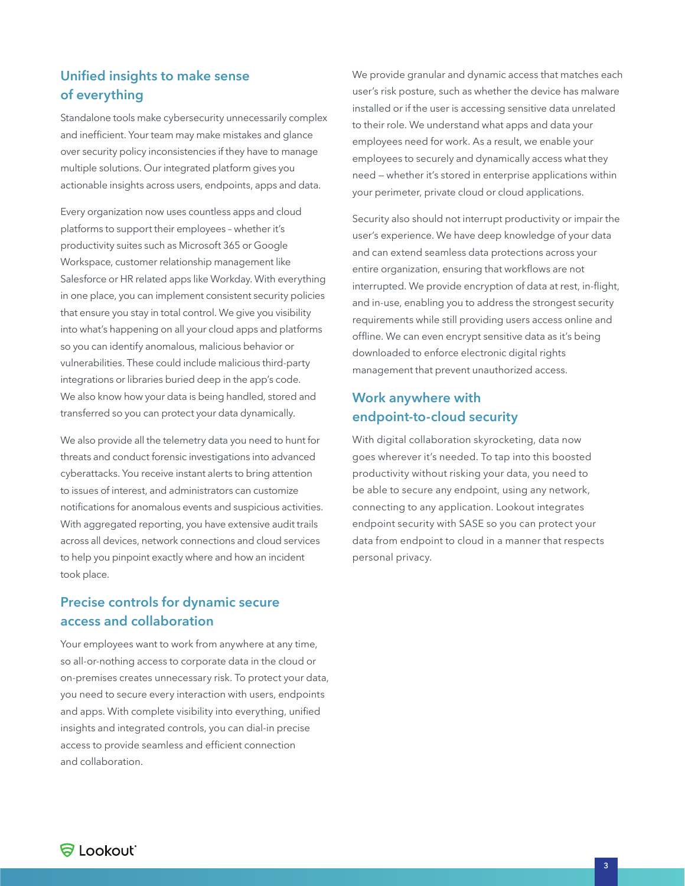## Unified insights to make sense of everything

Standalone tools make cybersecurity unnecessarily complex and inefficient. Your team may make mistakes and glance over security policy inconsistencies if they have to manage multiple solutions. Our integrated platform gives you actionable insights across users, endpoints, apps and data.

Every organization now uses countless apps and cloud platforms to support their employees – whether it's productivity suites such as Microsoft 365 or Google Workspace, customer relationship management like Salesforce or HR related apps like Workday. With everything in one place, you can implement consistent security policies that ensure you stay in total control. We give you visibility into what's happening on all your cloud apps and platforms so you can identify anomalous, malicious behavior or vulnerabilities. These could include malicious third-party integrations or libraries buried deep in the app's code. We also know how your data is being handled, stored and transferred so you can protect your data dynamically.

We also provide all the telemetry data you need to hunt for threats and conduct forensic investigations into advanced cyberattacks. You receive instant alerts to bring attention to issues of interest, and administrators can customize notifications for anomalous events and suspicious activities. With aggregated reporting, you have extensive audit trails across all devices, network connections and cloud services to help you pinpoint exactly where and how an incident took place.

## Precise controls for dynamic secure access and collaboration

Your employees want to work from anywhere at any time, so all-or-nothing access to corporate data in the cloud or on-premises creates unnecessary risk. To protect your data, you need to secure every interaction with users, endpoints and apps. With complete visibility into everything, unified insights and integrated controls, you can dial-in precise access to provide seamless and efficient connection and collaboration.

We provide granular and dynamic access that matches each user's risk posture, such as whether the device has malware installed or if the user is accessing sensitive data unrelated to their role. We understand what apps and data your employees need for work. As a result, we enable your employees to securely and dynamically access what they need – whether it's stored in enterprise applications within your perimeter, private cloud or cloud applications.

Security also should not interrupt productivity or impair the user's experience. We have deep knowledge of your data and can extend seamless data protections across your entire organization, ensuring that workflows are not interrupted. We provide encryption of data at rest, in-flight, and in-use, enabling you to address the strongest security requirements while still providing users access online and offline. We can even encrypt sensitive data as it's being downloaded to enforce electronic digital rights management that prevent unauthorized access.

## Work anywhere with endpoint-to-cloud security

With digital collaboration skyrocketing, data now goes wherever it's needed. To tap into this boosted productivity without risking your data, you need to be able to secure any endpoint, using any network, connecting to any application. Lookout integrates endpoint security with SASE so you can protect your data from endpoint to cloud in a manner that respects personal privacy.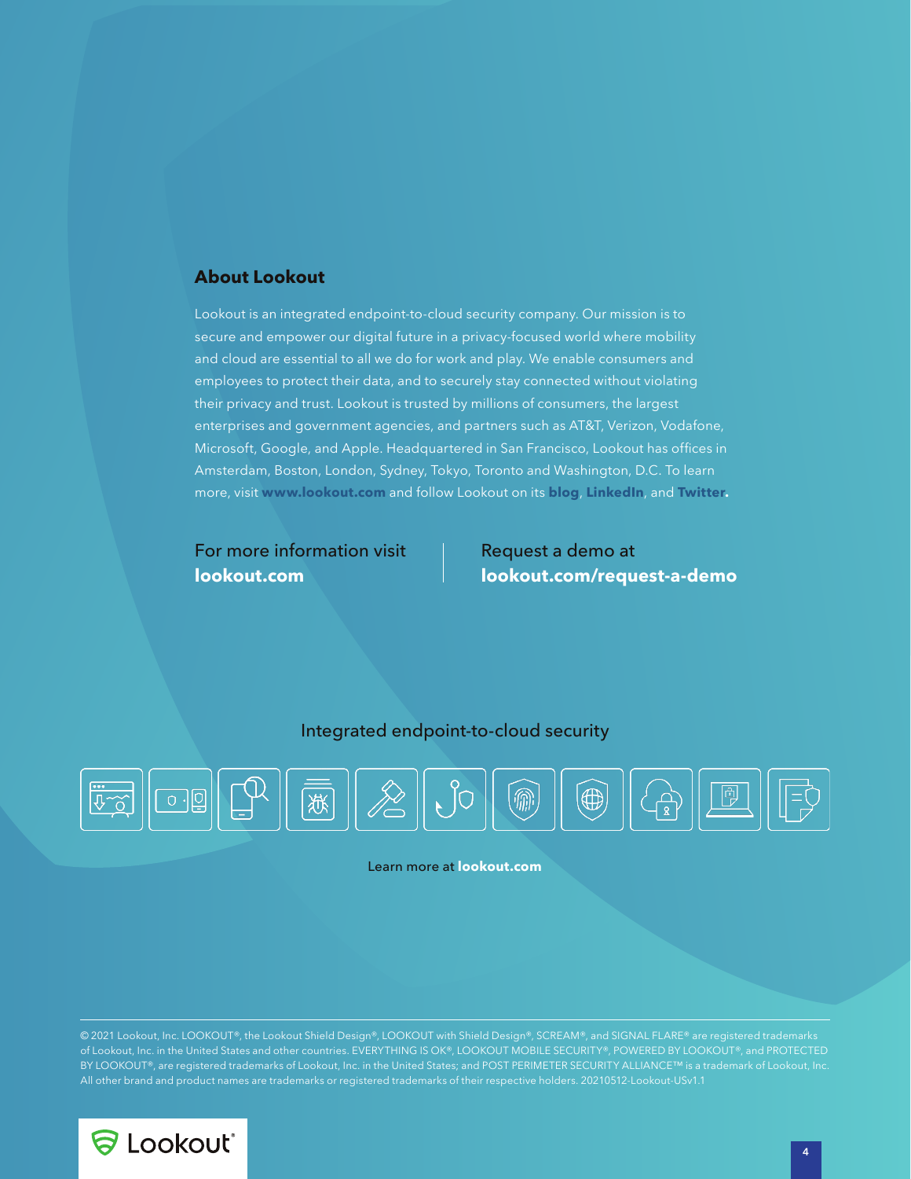## About Lookout

Lookout is an integrated endpoint-to-cloud security company. Our mission is to secure and empower our digital future in a privacy-focused world where mobility and cloud are essential to all we do for work and play. We enable consumers and employees to protect their data, and to securely stay connected without violating their privacy and trust. Lookout is trusted by millions of consumers, the largest enterprises and government agencies, and partners such as AT&T, Verizon, Vodafone, Microsoft, Google, and Apple. Headquartered in San Francisco, Lookout has offices in Amsterdam, Boston, London, Sydney, Tokyo, Toronto and Washington, D.C. To learn more, visit **www.lookout.com** and follow Lookout on its **blog**, **LinkedIn**, and **Twitter.**

For more information visit
**lookout.com**

Request a demo at
**lookout.com/request-a-demo**

Integrated endpoint-to-cloud security

Learn more at **lookout.com**

© 2021 Lookout, Inc. LOOKOUT®, the Lookout Shield Design®, LOOKOUT with Shield Design®, SCREAM®, and SIGNAL FLARE® are registered trademarks of Lookout, Inc. in the United States and other countries. EVERYTHING IS OK®, LOOKOUT MOBILE SECURITY®, POWERED BY LOOKOUT®, and PROTECTED BY LOOKOUT®, are registered trademarks of Lookout, Inc. in the United States; and POST PERIMETER SECURITY ALLIANCE™ is a trademark of Lookout, Inc. All other brand and product names are trademarks or registered trademarks of their respective holders. 20210512-Lookout-USv1.1

Lookout®